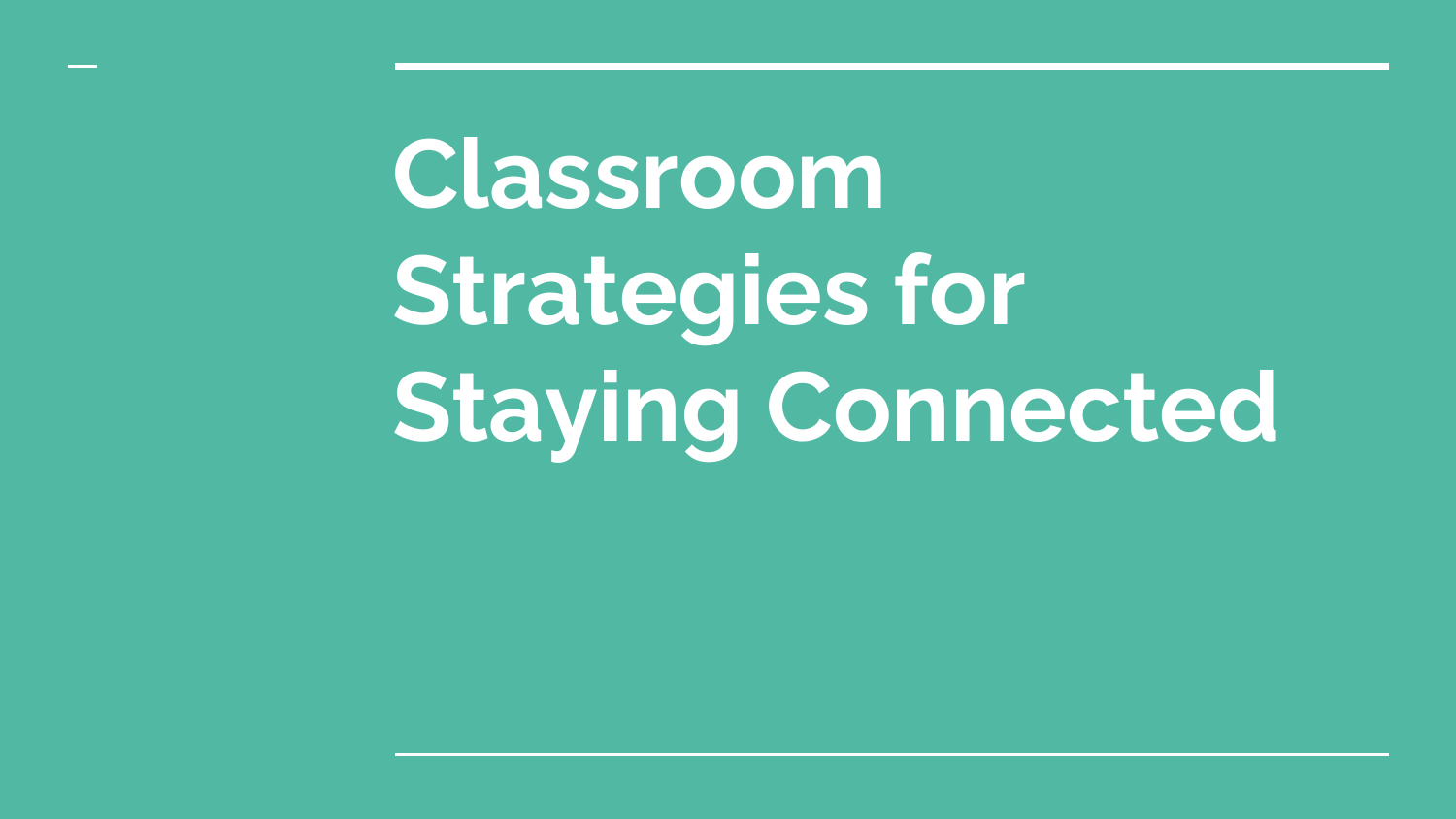# Classroom Strategies for Staying Connected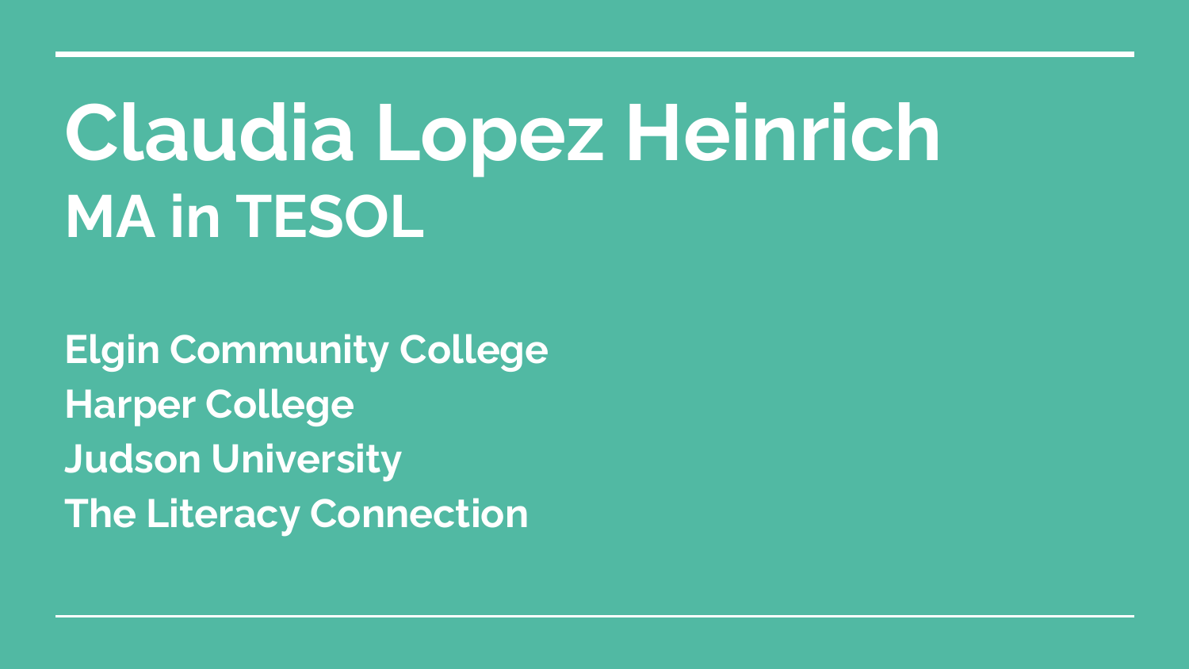# Claudia Lopez Heinrich
## MA in TESOL

**Elgin Community College**
**Harper College**
**Judson University**
**The Literacy Connection**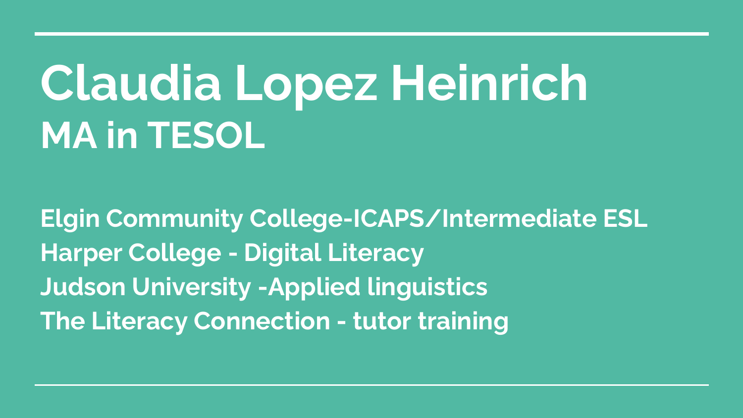# Claudia Lopez Heinrich

## MA in TESOL

**Elgin Community College-ICAPS/Intermediate ESL**
**Harper College - Digital Literacy**
**Judson University -Applied linguistics**
**The Literacy Connection - tutor training**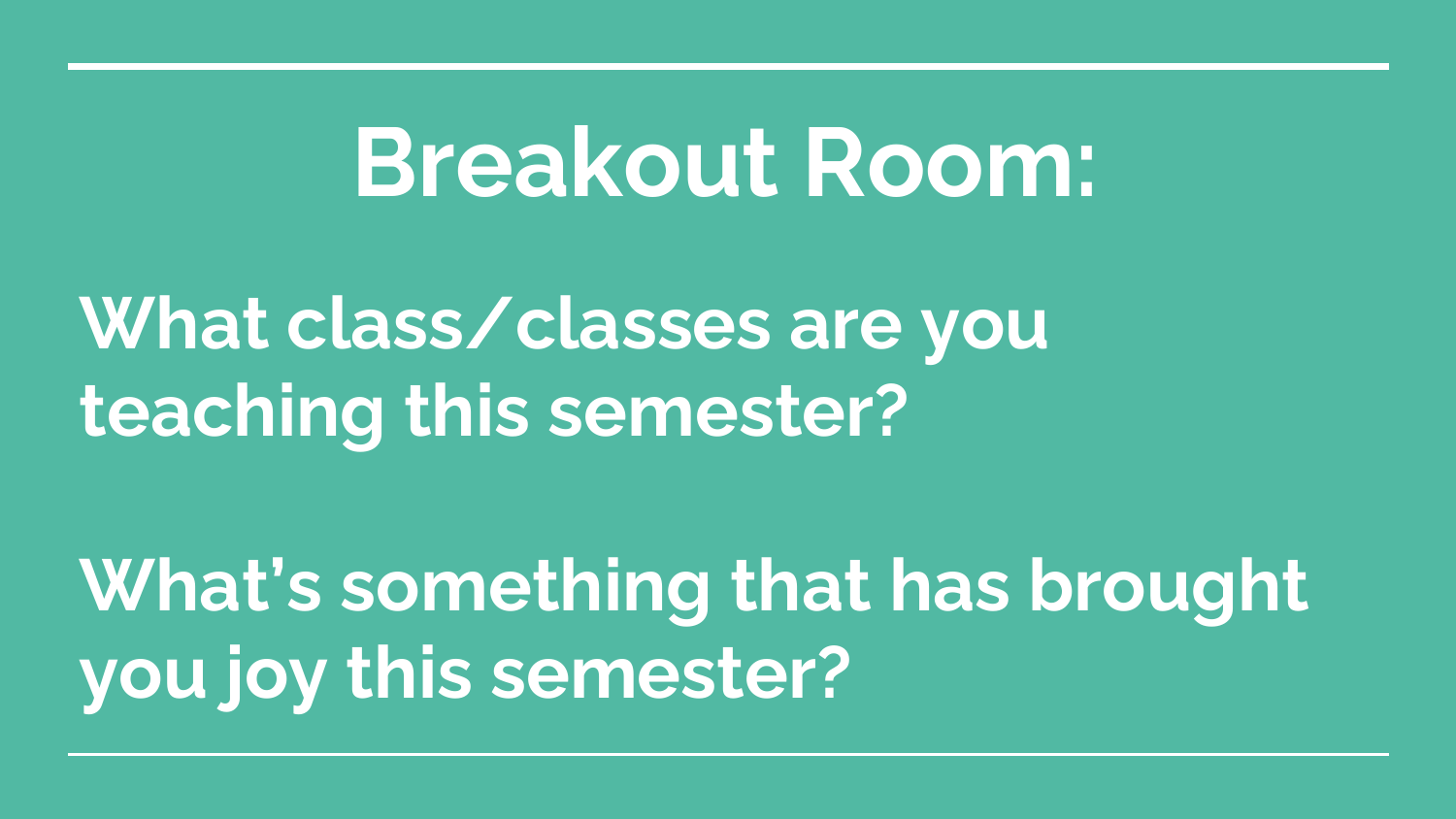# Breakout Room:

**What class/classes are you teaching this semester?**

**What's something that has brought you joy this semester?**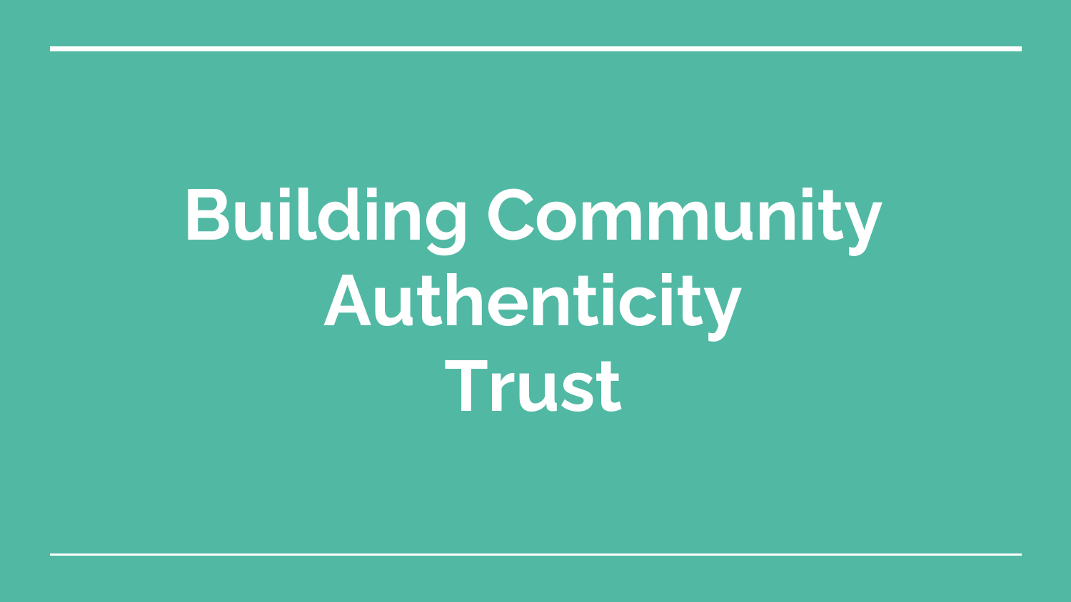# Building Community Authenticity Trust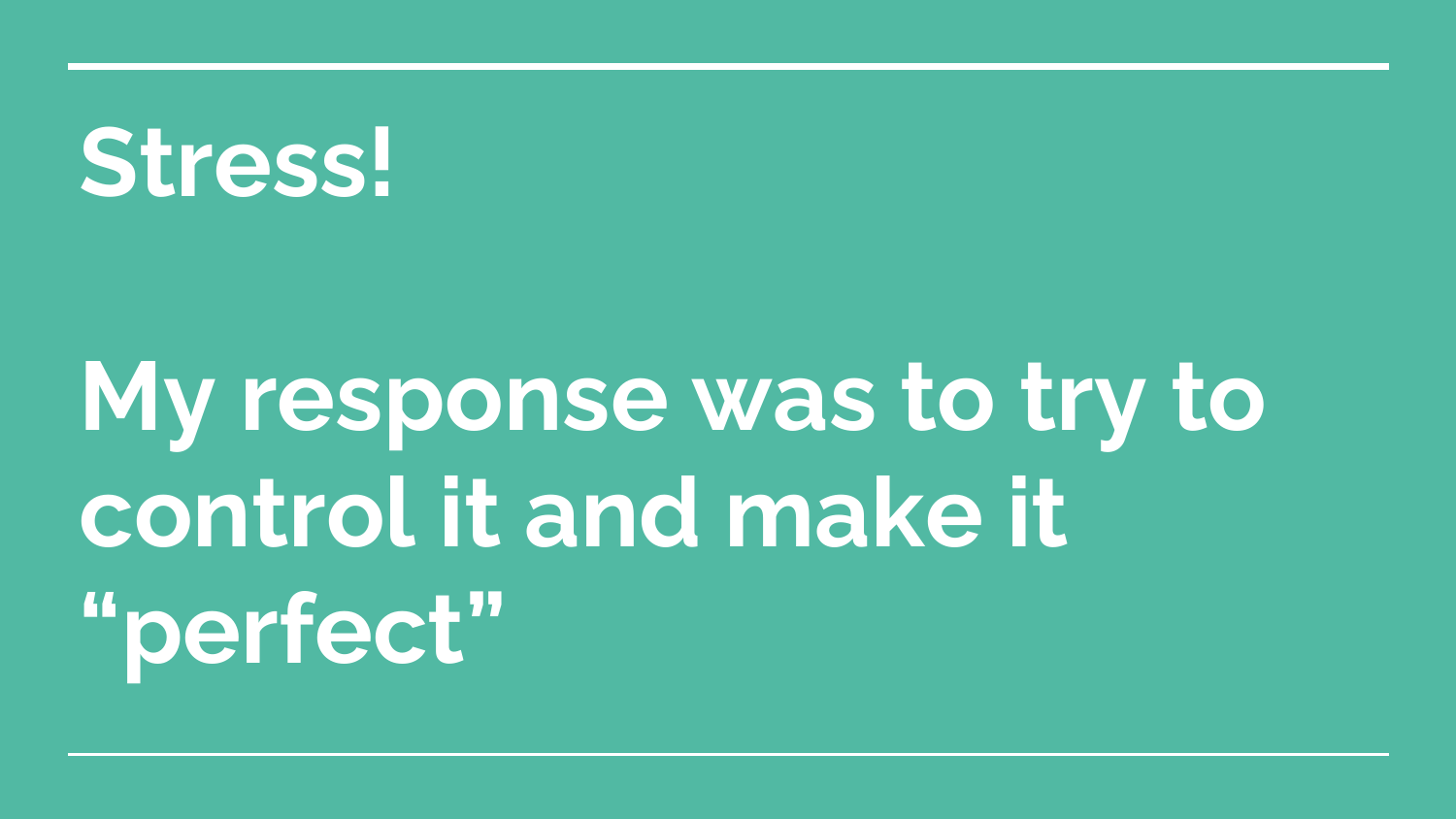# Stress!

# My response was to try to control it and make it "perfect"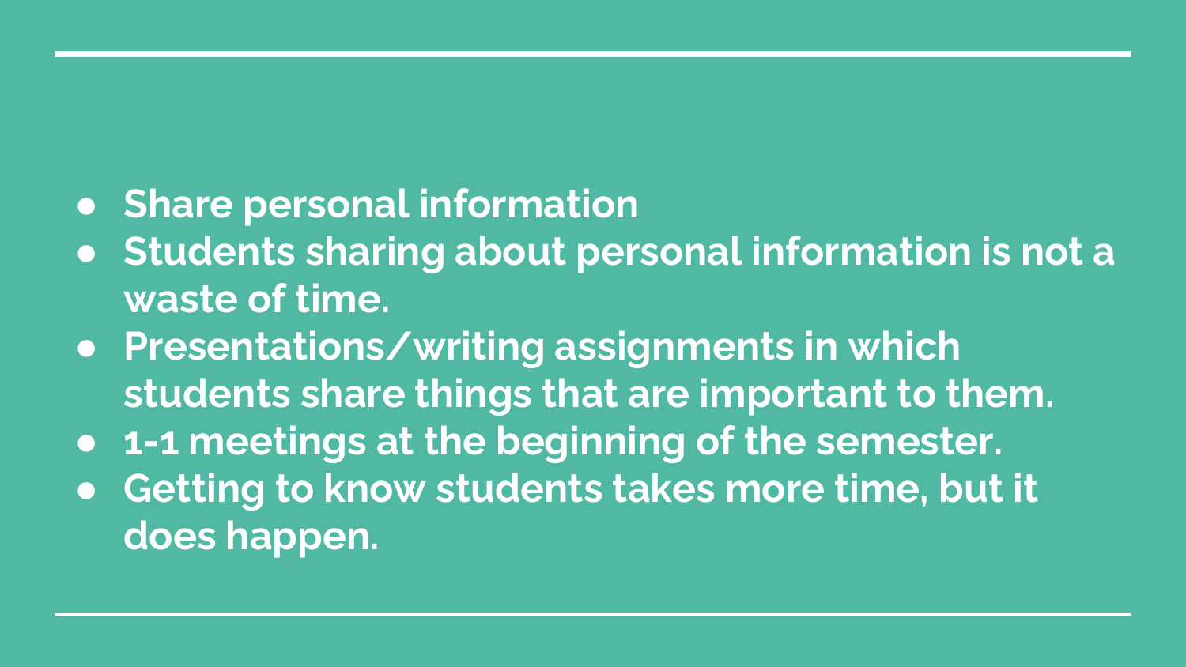- **Share personal information**
- **Students sharing about personal information is not a waste of time.**
- **Presentations/writing assignments in which students share things that are important to them.**
- **1-1 meetings at the beginning of the semester.**
- **Getting to know students takes more time, but it does happen.**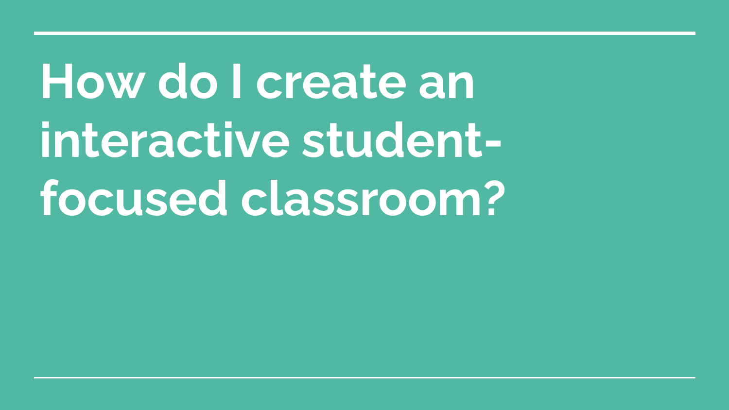# How do I create an interactive student-focused classroom?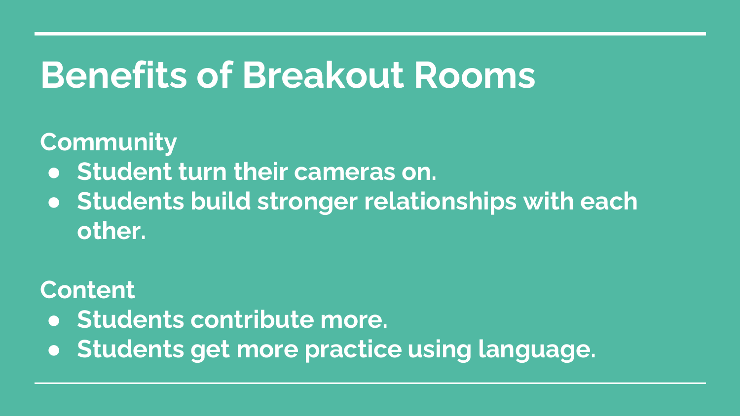# Benefits of Breakout Rooms

**Community**

- **Student turn their cameras on.**
- **Students build stronger relationships with each other.**

**Content**

- **Students contribute more.**
- **Students get more practice using language.**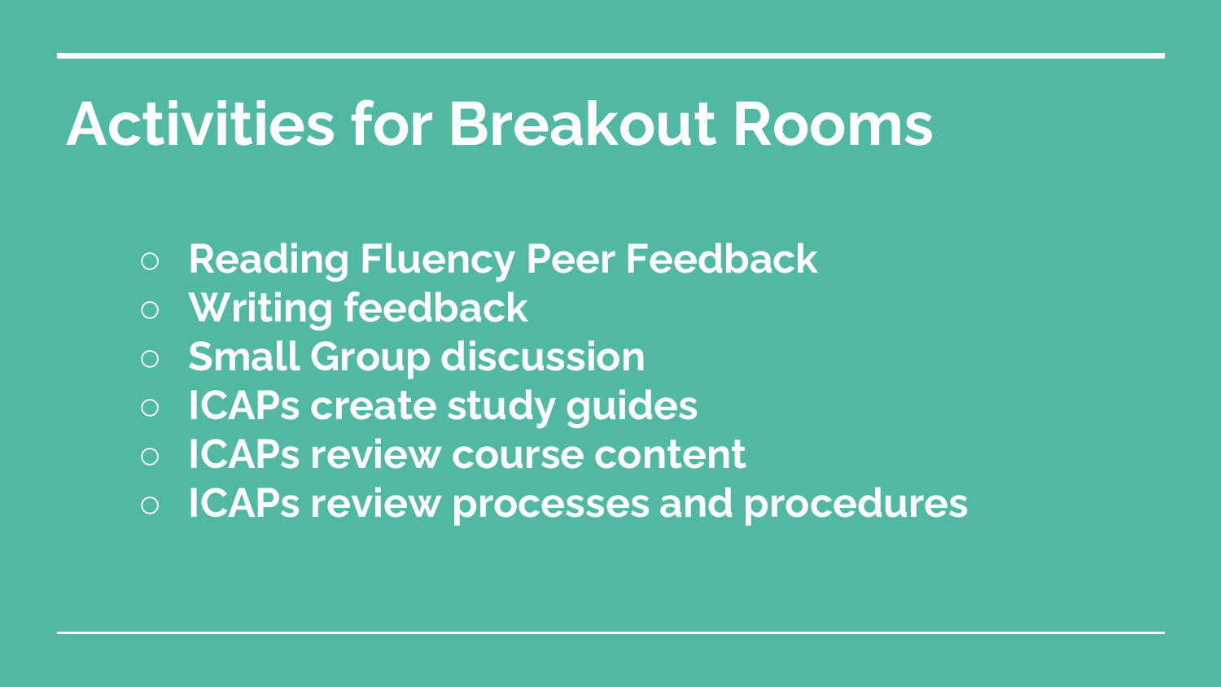# Activities for Breakout Rooms

- **Reading Fluency Peer Feedback**
- **Writing feedback**
- **Small Group discussion**
- **ICAPs create study guides**
- **ICAPs review course content**
- **ICAPs review processes and procedures**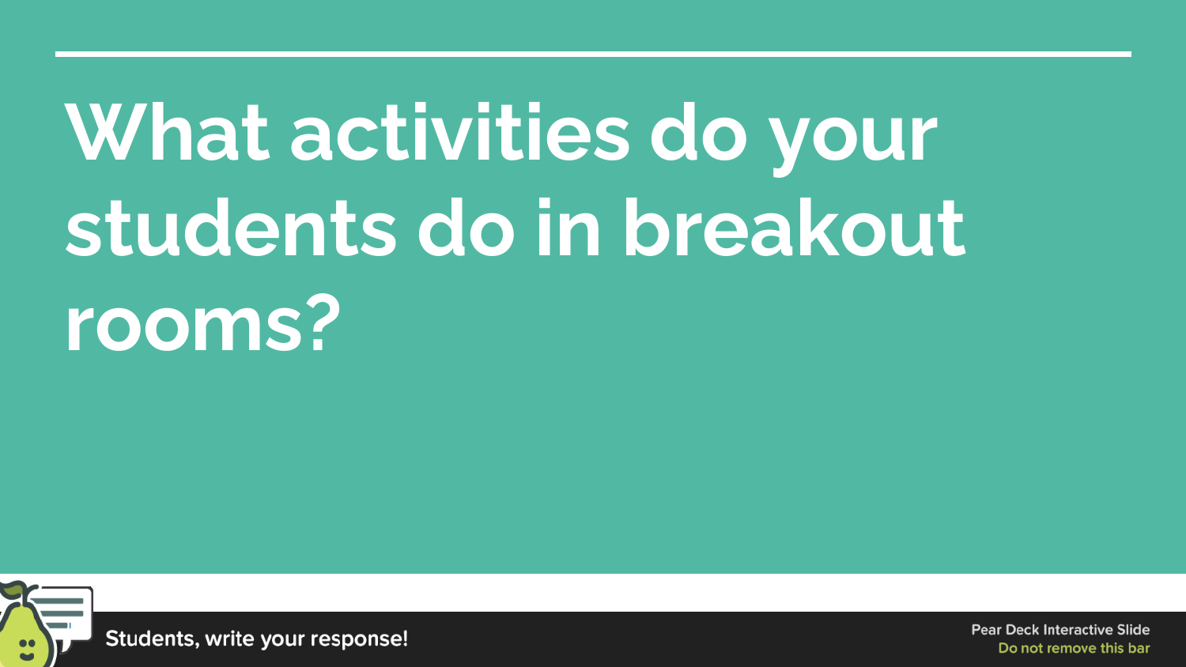# What activities do your students do in breakout rooms?

Students, write your response!

Pear Deck Interactive Slide
Do not remove this bar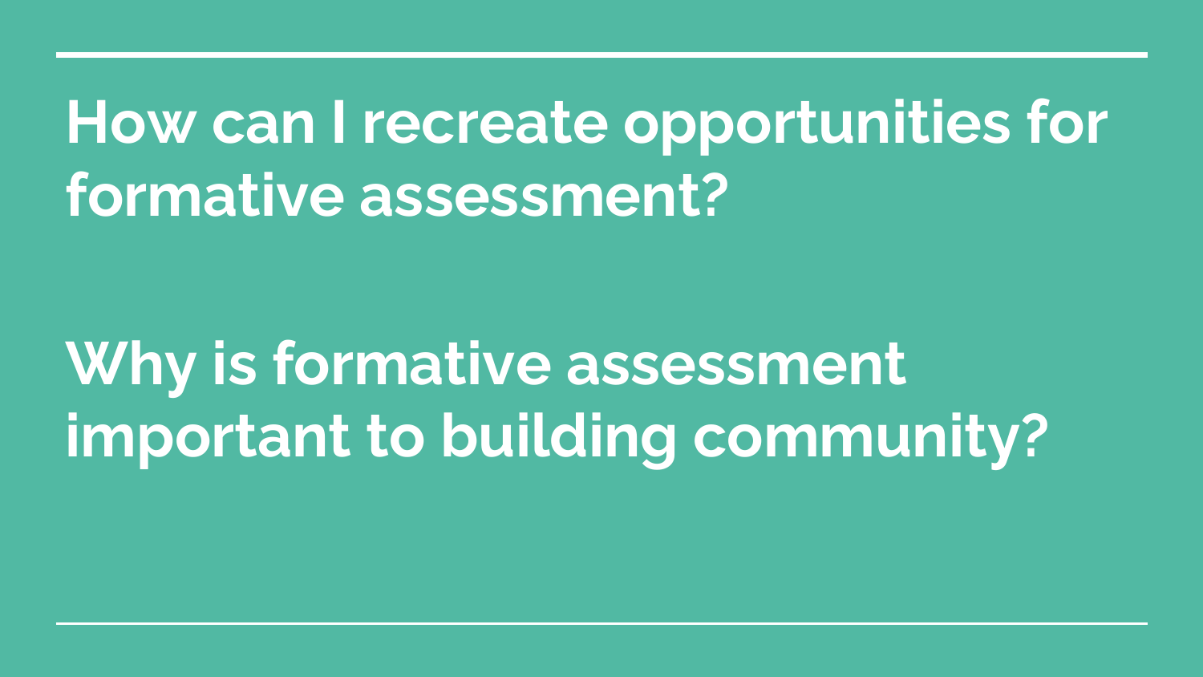## How can I recreate opportunities for formative assessment?

## Why is formative assessment important to building community?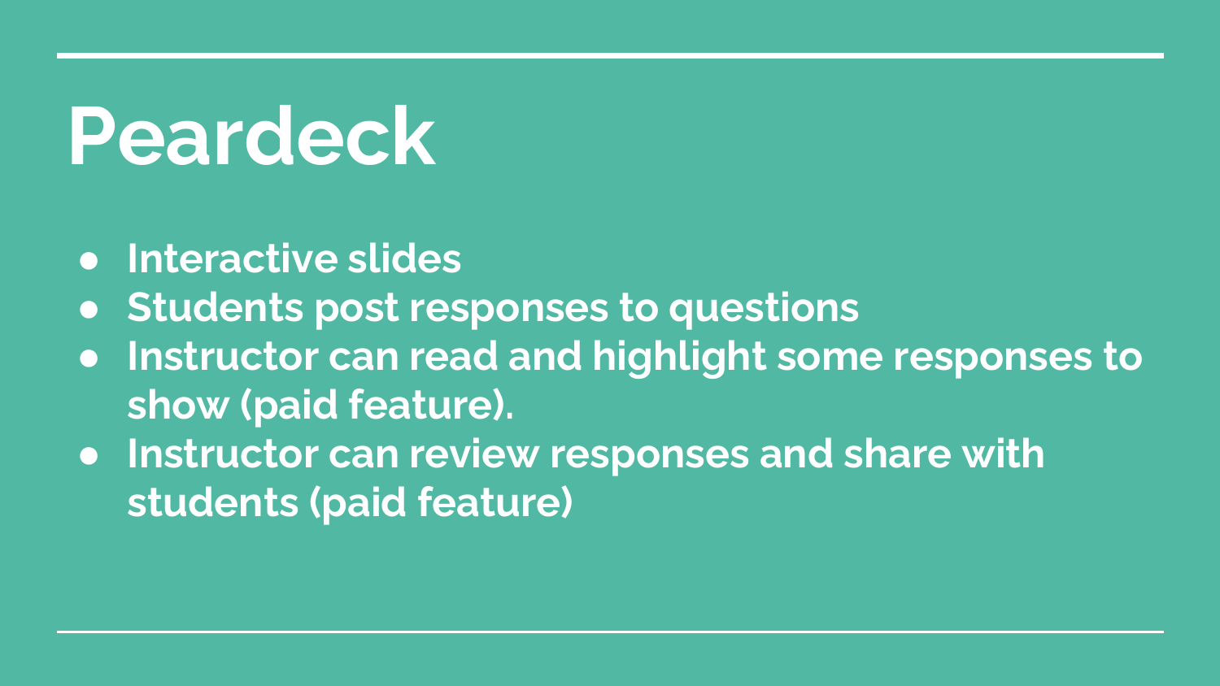# Peardeck

- **Interactive slides**
- **Students post responses to questions**
- **Instructor can read and highlight some responses to show (paid feature).**
- **Instructor can review responses and share with students (paid feature)**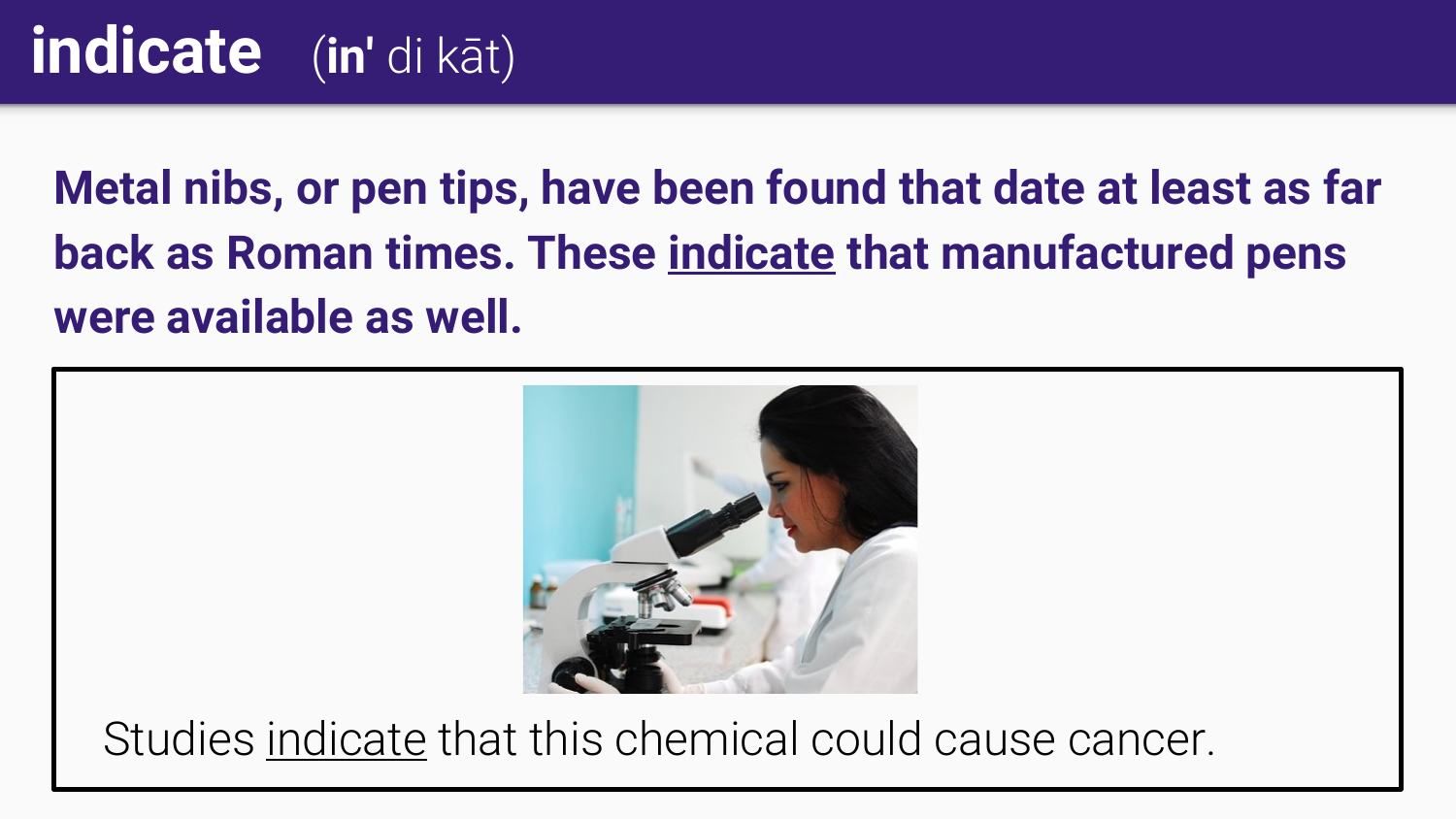# indicate (**in'** di kāt)

**Metal nibs, or pen tips, have been found that date at least as far back as Roman times. These <u>indicate</u> that manufactured pens were available as well.**

Studies <u>indicate</u> that this chemical could cause cancer.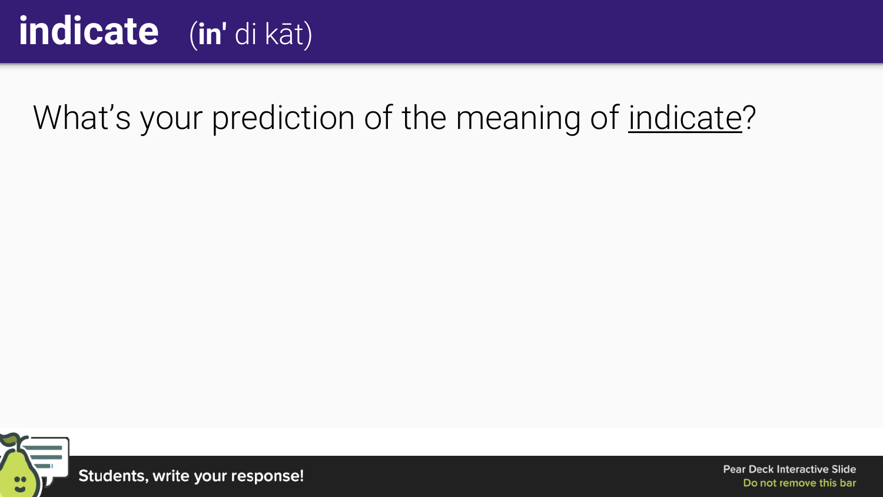# indicate (**in'** di kāt)

What's your prediction of the meaning of indicate?

Students, write your response!

Pear Deck Interactive Slide
Do not remove this bar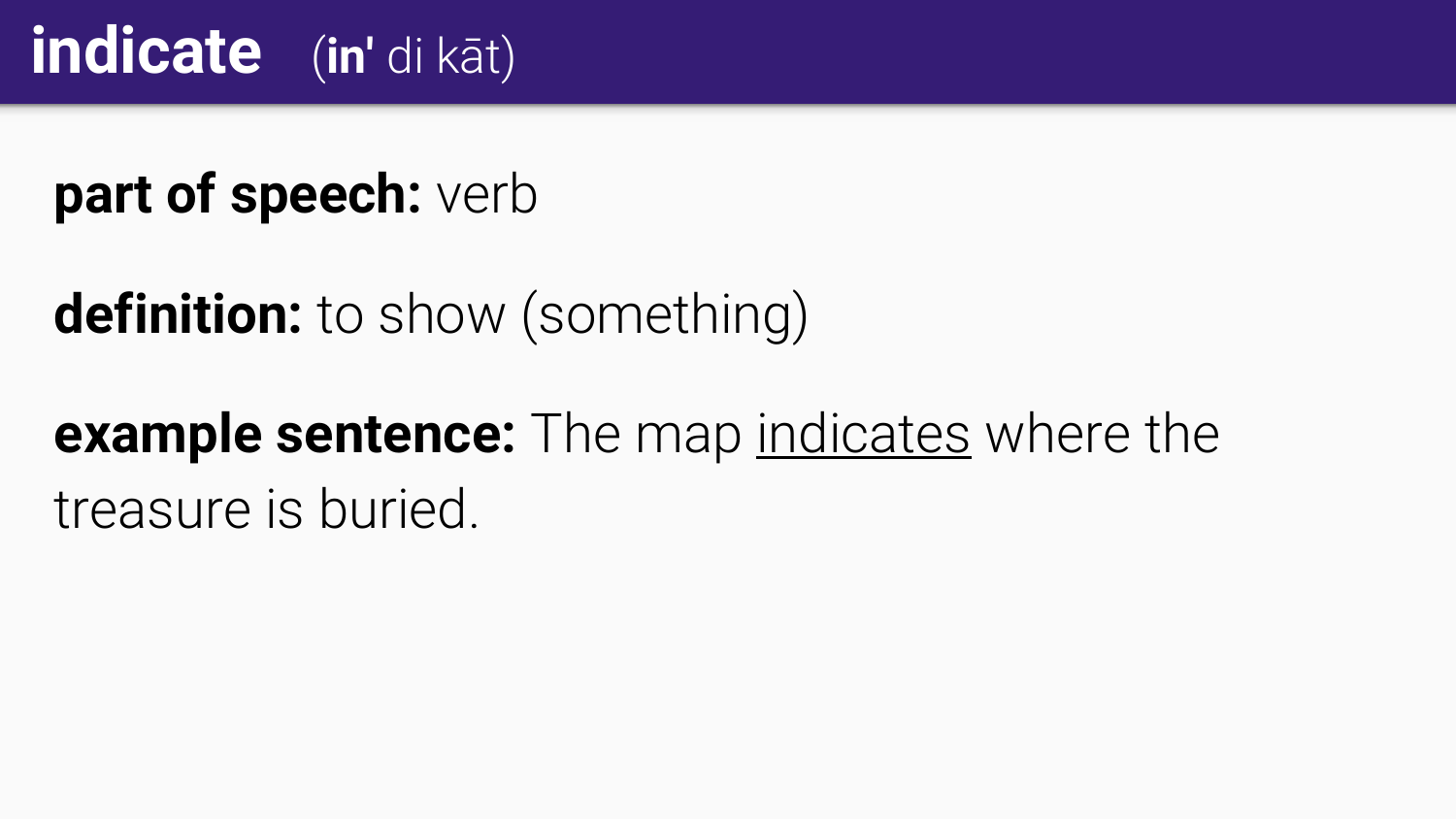# indicate (**in'** di kāt)

**part of speech:** verb

**definition:** to show (something)

**example sentence:** The map <u>indicates</u> where the treasure is buried.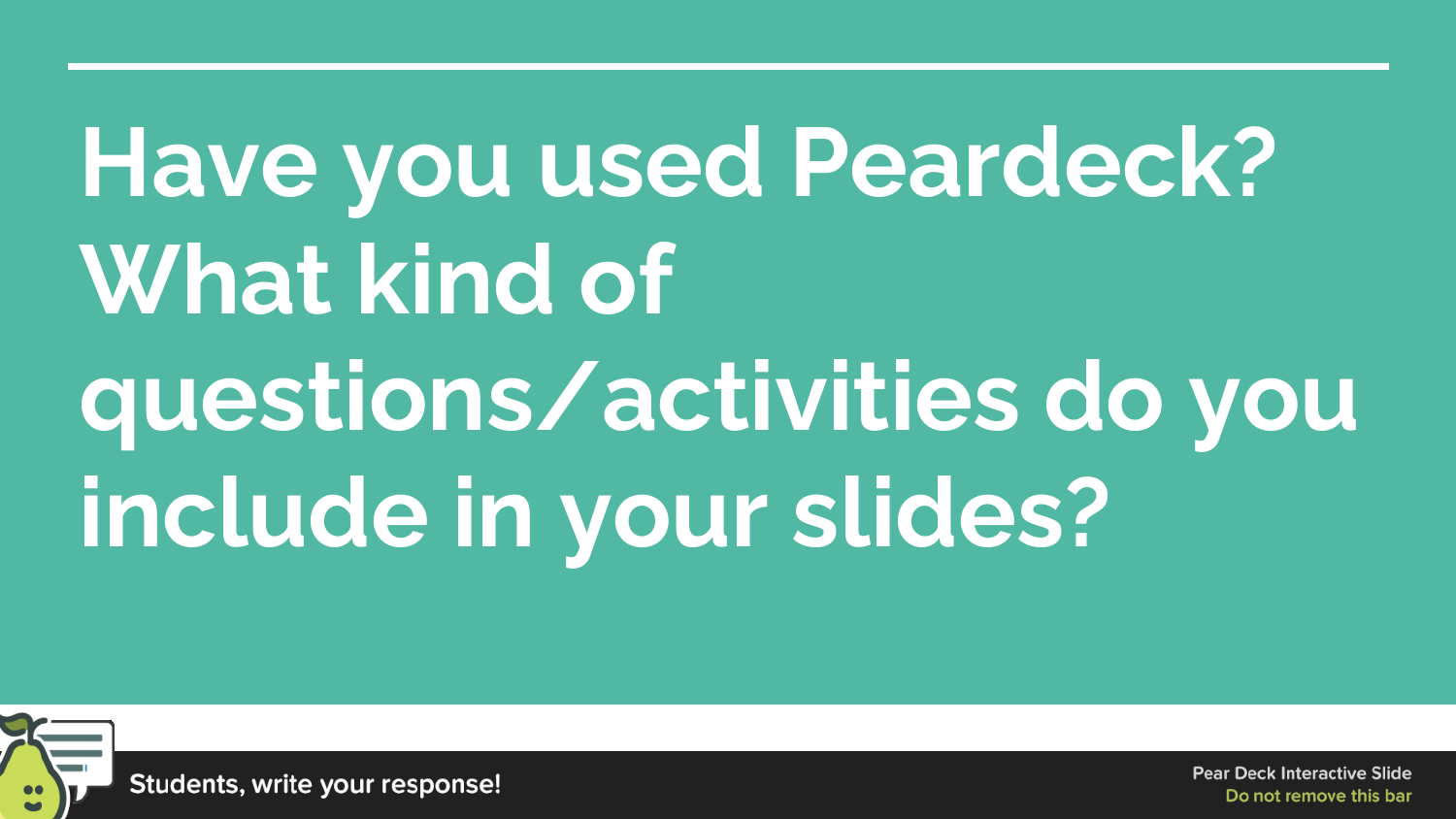# Have you used Peardeck? What kind of questions/activities do you include in your slides?

Students, write your response!

Pear Deck Interactive Slide
Do not remove this bar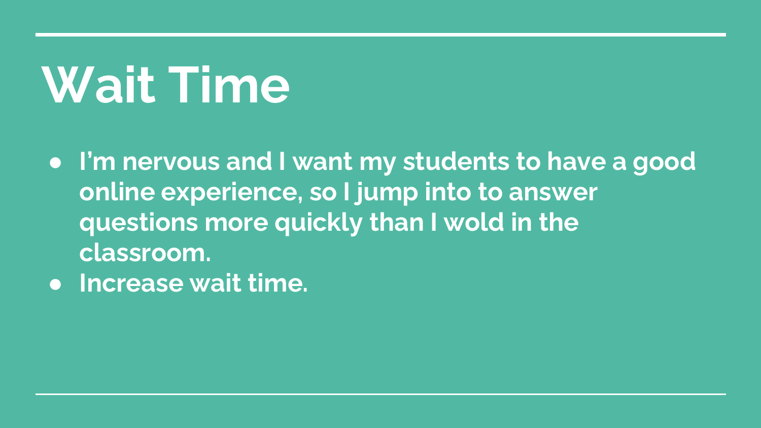# Wait Time

- I'm nervous and I want my students to have a good online experience, so I jump into to answer questions more quickly than I wold in the classroom.
- Increase wait time.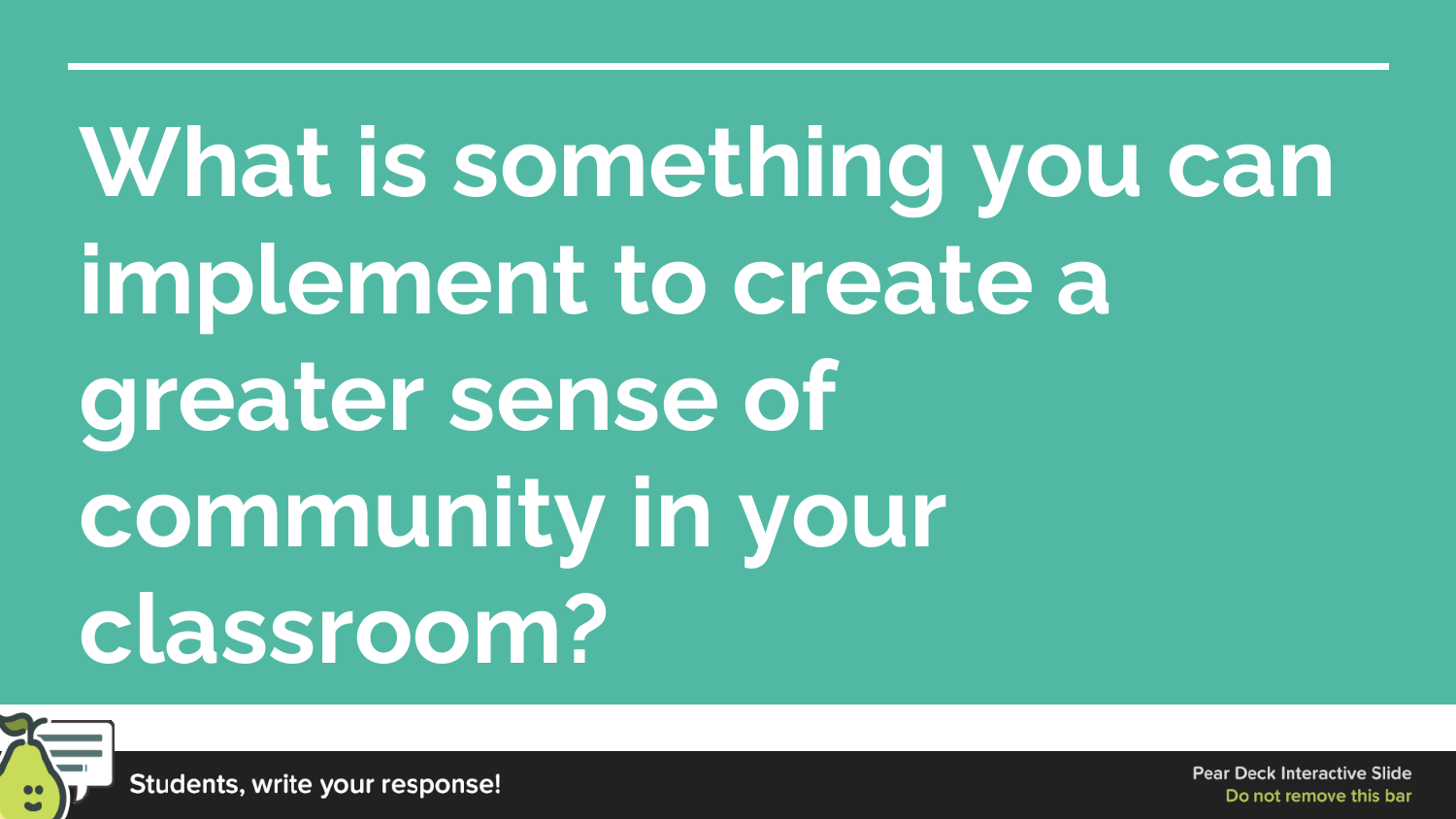# What is something you can implement to create a greater sense of community in your classroom?

Students, write your response!

Pear Deck Interactive Slide
Do not remove this bar